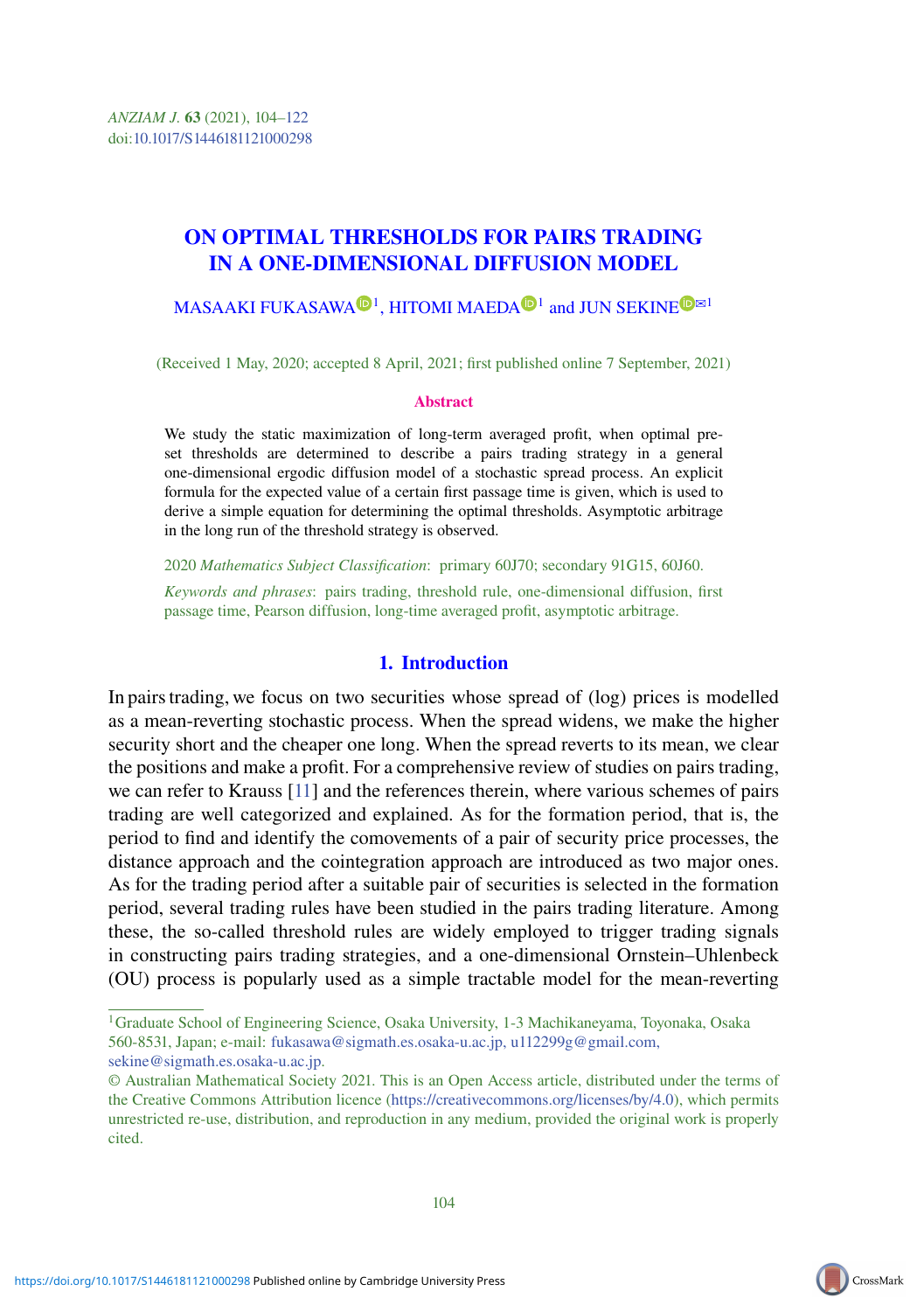ANZIAM J. **63** (2021), 104–122
doi:10.1017/S1446181121000298

# ON OPTIMAL THRESHOLDS FOR PAIRS TRADING IN A ONE-DIMENSIONAL DIFFUSION MODEL

MASAAKI FUKASAWA[1], HITOMI MAEDA[1] and JUN SEKINE[1]

(Received 1 May, 2020; accepted 8 April, 2021; first published online 7 September, 2021)

## Abstract

We study the static maximization of long-term averaged profit, when optimal preset thresholds are determined to describe a pairs trading strategy in a general one-dimensional ergodic diffusion model of a stochastic spread process. An explicit formula for the expected value of a certain first passage time is given, which is used to derive a simple equation for determining the optimal thresholds. Asymptotic arbitrage in the long run of the threshold strategy is observed.

2020 *Mathematics Subject Classification*: primary 60J70; secondary 91G15, 60J60.

*Keywords and phrases*: pairs trading, threshold rule, one-dimensional diffusion, first passage time, Pearson diffusion, long-time averaged profit, asymptotic arbitrage.

## 1. Introduction

In pairs trading, we focus on two securities whose spread of (log) prices is modelled as a mean-reverting stochastic process. When the spread widens, we make the higher security short and the cheaper one long. When the spread reverts to its mean, we clear the positions and make a profit. For a comprehensive review of studies on pairs trading, we can refer to Krauss [11] and the references therein, where various schemes of pairs trading are well categorized and explained. As for the formation period, that is, the period to find and identify the comovements of a pair of security price processes, the distance approach and the cointegration approach are introduced as two major ones. As for the trading period after a suitable pair of securities is selected in the formation period, several trading rules have been studied in the pairs trading literature. Among these, the so-called threshold rules are widely employed to trigger trading signals in constructing pairs trading strategies, and a one-dimensional Ornstein–Uhlenbeck (OU) process is popularly used as a simple tractable model for the mean-reverting

[1]Graduate School of Engineering Science, Osaka University, 1-3 Machikaneyama, Toyonaka, Osaka 560-8531, Japan; e-mail: fukasawa@sigmath.es.osaka-u.ac.jp, u112299g@gmail.com, sekine@sigmath.es.osaka-u.ac.jp.

© Australian Mathematical Society 2021. This is an Open Access article, distributed under the terms of the Creative Commons Attribution licence (https://creativecommons.org/licenses/by/4.0), which permits unrestricted re-use, distribution, and reproduction in any medium, provided the original work is properly cited.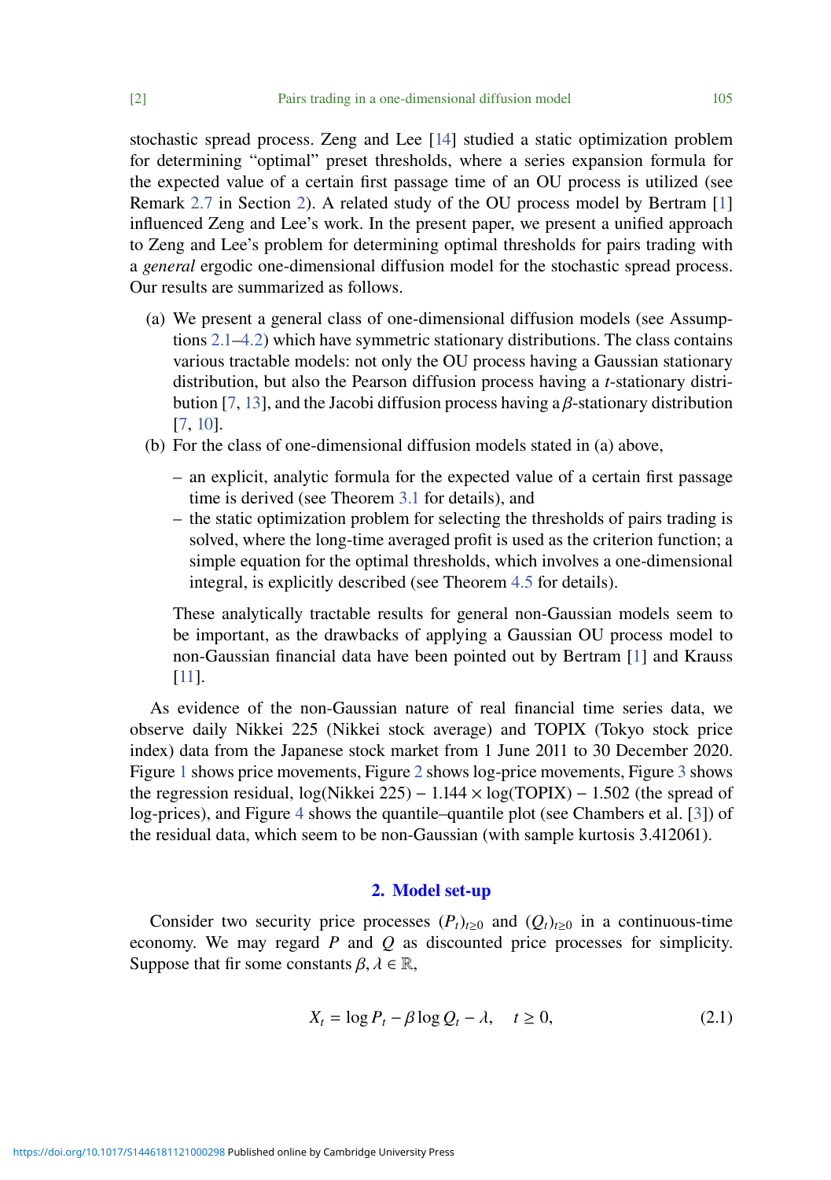stochastic spread process. Zeng and Lee [14] studied a static optimization problem for determining "optimal" preset thresholds, where a series expansion formula for the expected value of a certain first passage time of an OU process is utilized (see Remark 2.7 in Section 2). A related study of the OU process model by Bertram [1] influenced Zeng and Lee's work. In the present paper, we present a unified approach to Zeng and Lee's problem for determining optimal thresholds for pairs trading with a *general* ergodic one-dimensional diffusion model for the stochastic spread process. Our results are summarized as follows.

(a) We present a general class of one-dimensional diffusion models (see Assumptions 2.1–4.2) which have symmetric stationary distributions. The class contains various tractable models: not only the OU process having a Gaussian stationary distribution, but also the Pearson diffusion process having a $t$-stationary distribution [7, 13], and the Jacobi diffusion process having a $\beta$-stationary distribution [7, 10].

(b) For the class of one-dimensional diffusion models stated in (a) above,

   - an explicit, analytic formula for the expected value of a certain first passage time is derived (see Theorem 3.1 for details), and
   - the static optimization problem for selecting the thresholds of pairs trading is solved, where the long-time averaged profit is used as the criterion function; a simple equation for the optimal thresholds, which involves a one-dimensional integral, is explicitly described (see Theorem 4.5 for details).

   These analytically tractable results for general non-Gaussian models seem to be important, as the drawbacks of applying a Gaussian OU process model to non-Gaussian financial data have been pointed out by Bertram [1] and Krauss [11].

As evidence of the non-Gaussian nature of real financial time series data, we observe daily Nikkei 225 (Nikkei stock average) and TOPIX (Tokyo stock price index) data from the Japanese stock market from 1 June 2011 to 30 December 2020. Figure 1 shows price movements, Figure 2 shows log-price movements, Figure 3 shows the regression residual, $\log(\text{Nikkei } 225) - 1.144 \times \log(\text{TOPIX}) - 1.502$ (the spread of log-prices), and Figure 4 shows the quantile–quantile plot (see Chambers et al. [3]) of the residual data, which seem to be non-Gaussian (with sample kurtosis 3.412061).

## 2. Model set-up

Consider two security price processes $(P_t)_{t\geq 0}$ and $(Q_t)_{t\geq 0}$ in a continuous-time economy. We may regard $P$ and $Q$ as discounted price processes for simplicity. Suppose that fir some constants $\beta, \lambda \in \mathbb{R}$,

$$X_t = \log P_t - \beta \log Q_t - \lambda, \quad t \geq 0, \tag{2.1}$$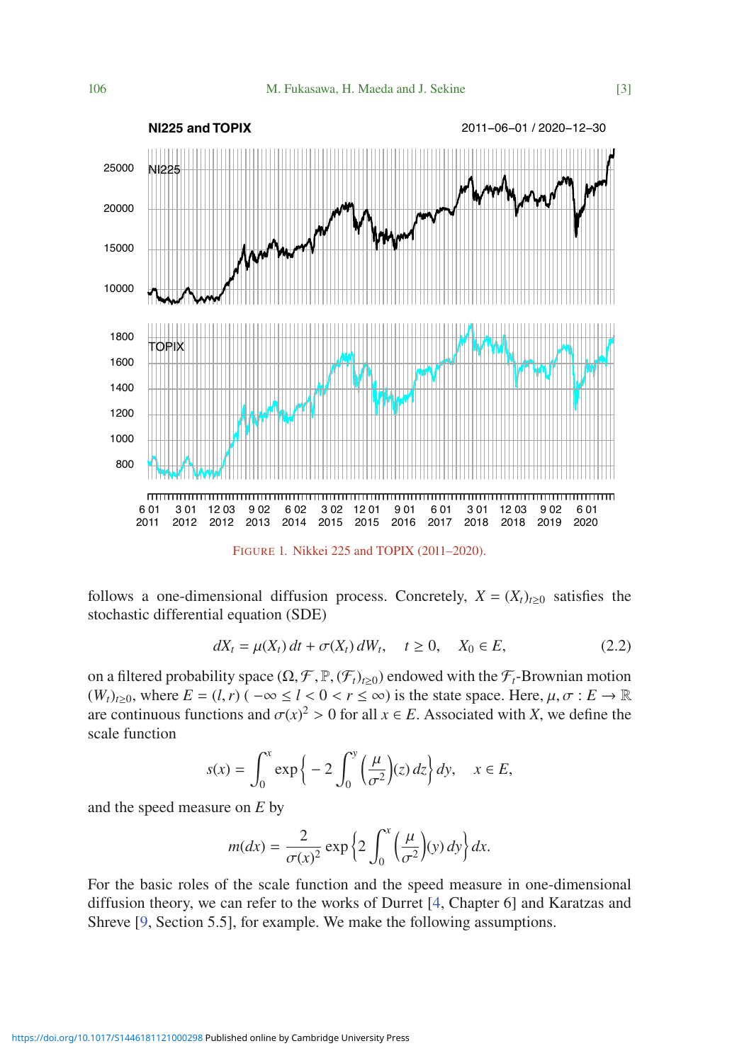FIGURE 1. Nikkei 225 and TOPIX (2011–2020).

follows a one-dimensional diffusion process. Concretely, $X = (X_t)_{t\geq 0}$ satisfies the stochastic differential equation (SDE)

$$dX_t = \mu(X_t)\,dt + \sigma(X_t)\,dW_t, \quad t \geq 0, \quad X_0 \in E, \tag{2.2}$$

on a filtered probability space $(\Omega, \mathcal{F}, \mathbb{P}, (\mathcal{F}_t)_{t\geq 0})$ endowed with the $\mathcal{F}_t$-Brownian motion $(W_t)_{t\geq 0}$, where $E = (l, r)$ $(-\infty \leq l < 0 < r \leq \infty)$ is the state space. Here, $\mu, \sigma : E \to \mathbb{R}$ are continuous functions and $\sigma(x)^2 > 0$ for all $x \in E$. Associated with $X$, we define the scale function

$$s(x) = \int_0^x \exp\left\{-2\int_0^y \left(\frac{\mu}{\sigma^2}\right)(z)\,dz\right\}dy, \quad x \in E,$$

and the speed measure on $E$ by

$$m(dx) = \frac{2}{\sigma(x)^2}\exp\left\{2\int_0^x \left(\frac{\mu}{\sigma^2}\right)(y)\,dy\right\}dx.$$

For the basic roles of the scale function and the speed measure in one-dimensional diffusion theory, we can refer to the works of Durret [4, Chapter 6] and Karatzas and Shreve [9, Section 5.5], for example. We make the following assumptions.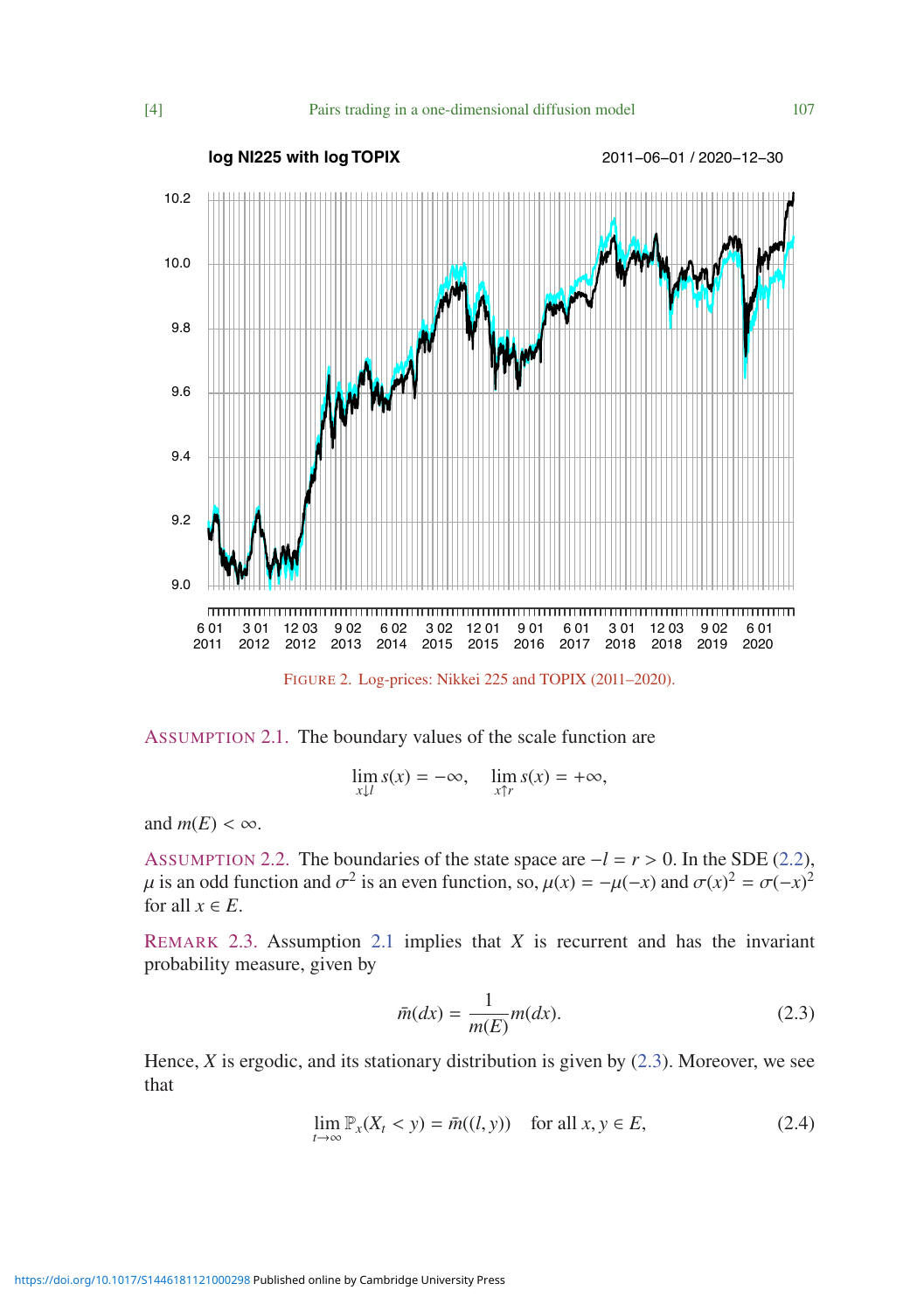FIGURE 2. Log-prices: Nikkei 225 and TOPIX (2011–2020).

ASSUMPTION 2.1. The boundary values of the scale function are

$$\lim_{x \downarrow l} s(x) = -\infty, \quad \lim_{x \uparrow r} s(x) = +\infty,$$

and $m(E) < \infty$.

ASSUMPTION 2.2. The boundaries of the state space are $-l = r > 0$. In the SDE (2.2), $\mu$ is an odd function and $\sigma^2$ is an even function, so, $\mu(x) = -\mu(-x)$ and $\sigma(x)^2 = \sigma(-x)^2$ for all $x \in E$.

REMARK 2.3. Assumption 2.1 implies that $X$ is recurrent and has the invariant probability measure, given by

$$\bar{m}(dx) = \frac{1}{m(E)} m(dx). \tag{2.3}$$

Hence, $X$ is ergodic, and its stationary distribution is given by (2.3). Moreover, we see that

$$\lim_{t \to \infty} \mathbb{P}_x(X_t < y) = \bar{m}((l, y)) \quad \text{for all } x, y \in E, \tag{2.4}$$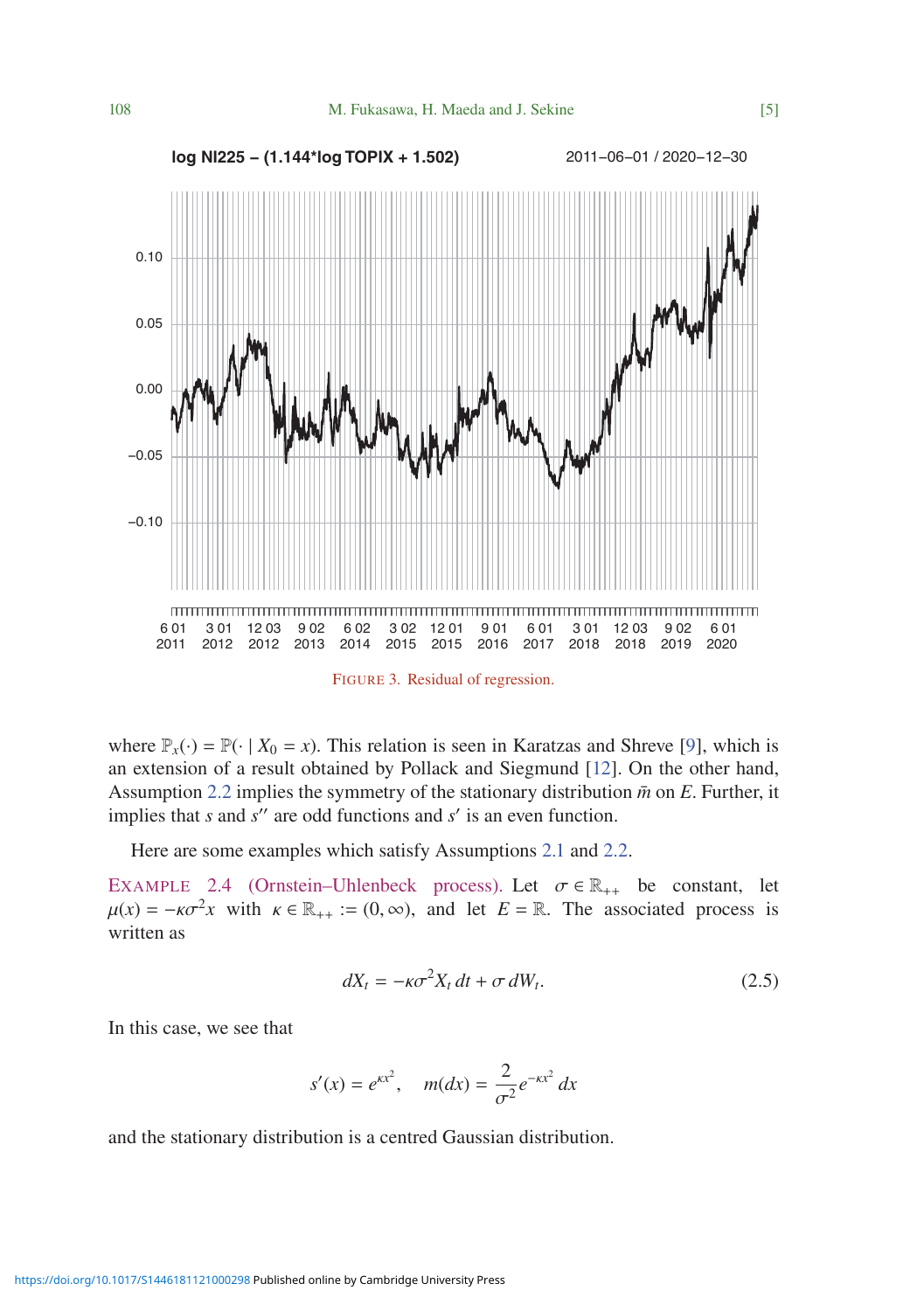FIGURE 3. Residual of regression.

where $\mathbb{P}_x(\cdot) = \mathbb{P}(\cdot \mid X_0 = x)$. This relation is seen in Karatzas and Shreve [9], which is an extension of a result obtained by Pollack and Siegmund [12]. On the other hand, Assumption 2.2 implies the symmetry of the stationary distribution $\bar{m}$ on $E$. Further, it implies that $s$ and $s''$ are odd functions and $s'$ is an even function.

Here are some examples which satisfy Assumptions 2.1 and 2.2.

EXAMPLE 2.4 (Ornstein–Uhlenbeck process). Let $\sigma \in \mathbb{R}_{++}$ be constant, let $\mu(x) = -\kappa\sigma^2 x$ with $\kappa \in \mathbb{R}_{++} := (0, \infty)$, and let $E = \mathbb{R}$. The associated process is written as

$$dX_t = -\kappa\sigma^2 X_t \, dt + \sigma \, dW_t. \tag{2.5}$$

In this case, we see that

$$s'(x) = e^{\kappa x^2}, \quad m(dx) = \frac{2}{\sigma^2} e^{-\kappa x^2} \, dx$$

and the stationary distribution is a centred Gaussian distribution.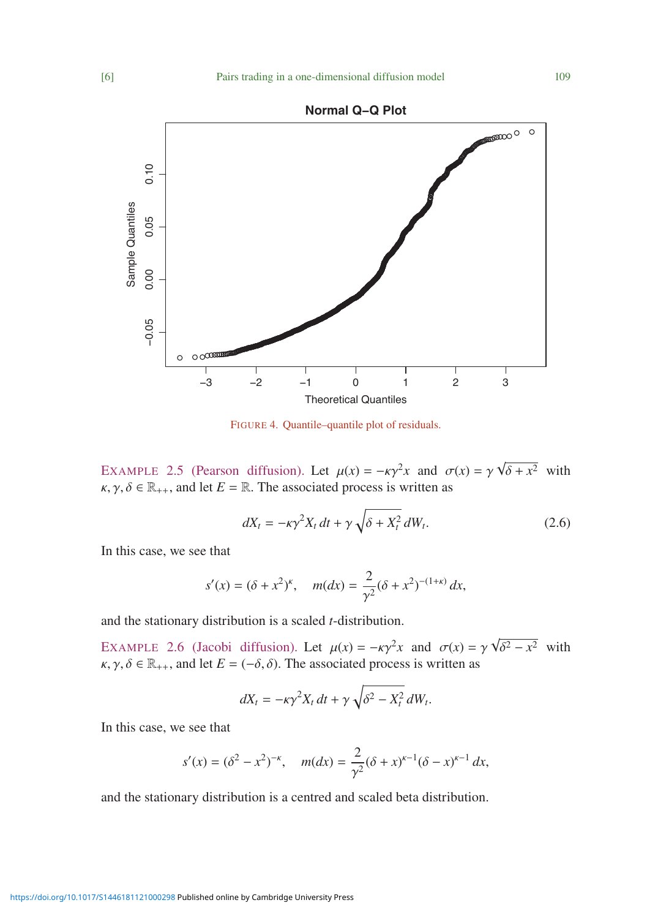FIGURE 4. Quantile–quantile plot of residuals.

EXAMPLE 2.5 (Pearson diffusion). Let $\mu(x) = -\kappa\gamma^2 x$ and $\sigma(x) = \gamma\sqrt{\delta + x^2}$ with $\kappa, \gamma, \delta \in \mathbb{R}_{++}$, and let $E = \mathbb{R}$. The associated process is written as

$$dX_t = -\kappa\gamma^2 X_t\, dt + \gamma\sqrt{\delta + X_t^2}\, dW_t. \tag{2.6}$$

In this case, we see that

$$s'(x) = (\delta + x^2)^{\kappa}, \quad m(dx) = \frac{2}{\gamma^2}(\delta + x^2)^{-(1+\kappa)}\, dx,$$

and the stationary distribution is a scaled $t$-distribution.

EXAMPLE 2.6 (Jacobi diffusion). Let $\mu(x) = -\kappa\gamma^2 x$ and $\sigma(x) = \gamma\sqrt{\delta^2 - x^2}$ with $\kappa, \gamma, \delta \in \mathbb{R}_{++}$, and let $E = (-\delta, \delta)$. The associated process is written as

$$dX_t = -\kappa\gamma^2 X_t\, dt + \gamma\sqrt{\delta^2 - X_t^2}\, dW_t.$$

In this case, we see that

$$s'(x) = (\delta^2 - x^2)^{-\kappa}, \quad m(dx) = \frac{2}{\gamma^2}(\delta + x)^{\kappa-1}(\delta - x)^{\kappa-1}\, dx,$$

and the stationary distribution is a centred and scaled beta distribution.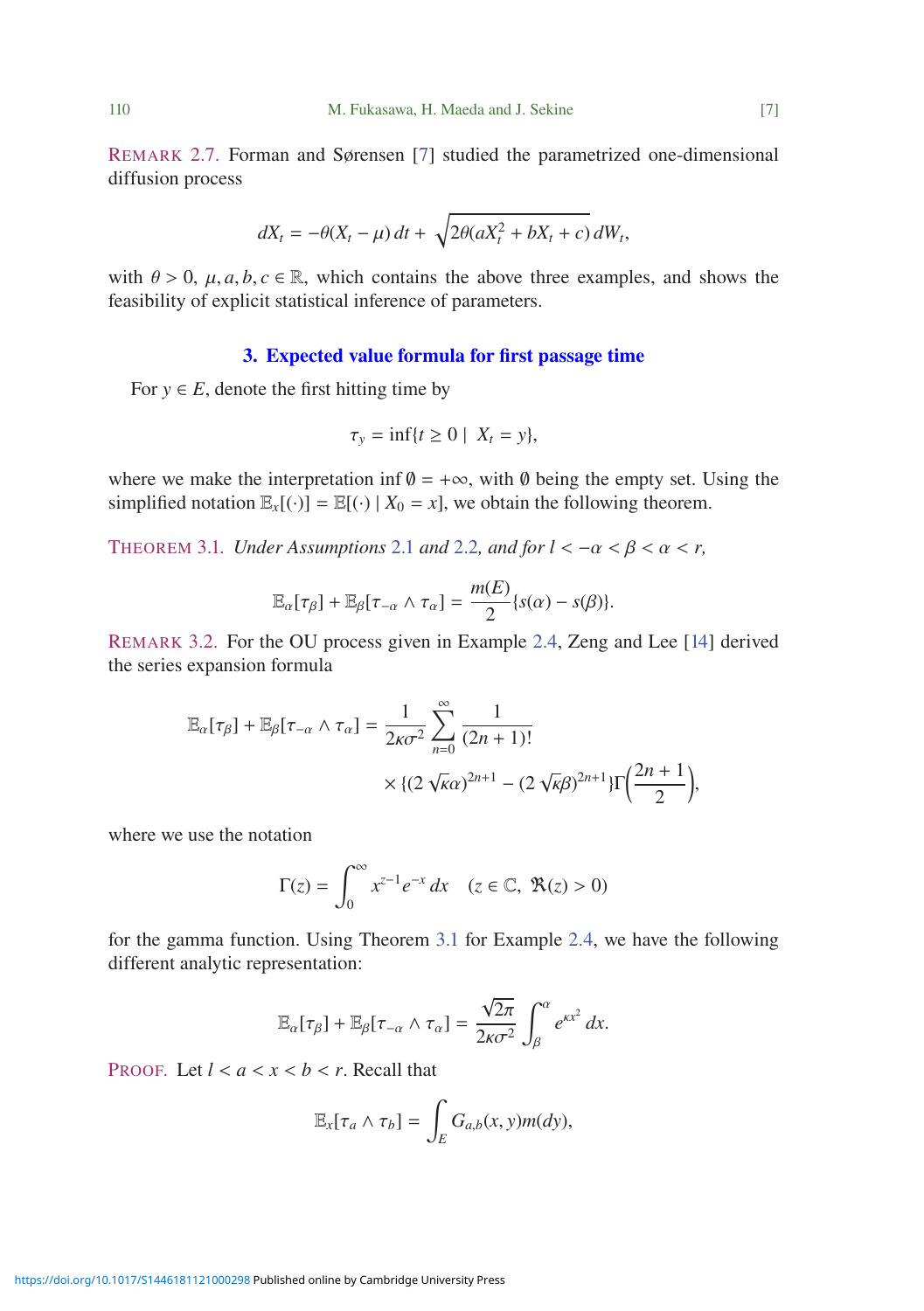REMARK 2.7. Forman and Sørensen [7] studied the parametrized one-dimensional diffusion process

$$dX_t = -\theta(X_t - \mu)\,dt + \sqrt{2\theta(aX_t^2 + bX_t + c)}\,dW_t,$$

with $\theta > 0$, $\mu, a, b, c \in \mathbb{R}$, which contains the above three examples, and shows the feasibility of explicit statistical inference of parameters.

## 3. Expected value formula for first passage time

For $y \in E$, denote the first hitting time by

$$\tau_y = \inf\{t \geq 0 \mid X_t = y\},$$

where we make the interpretation $\inf \emptyset = +\infty$, with $\emptyset$ being the empty set. Using the simplified notation $\mathbb{E}_x[(\cdot)] = \mathbb{E}[(\cdot) \mid X_0 = x]$, we obtain the following theorem.

THEOREM 3.1. *Under Assumptions 2.1 and 2.2, and for $l < -\alpha < \beta < \alpha < r$,*

$$\mathbb{E}_\alpha[\tau_\beta] + \mathbb{E}_\beta[\tau_{-\alpha} \wedge \tau_\alpha] = \frac{m(E)}{2}\{s(\alpha) - s(\beta)\}.$$

REMARK 3.2. For the OU process given in Example 2.4, Zeng and Lee [14] derived the series expansion formula

$$\mathbb{E}_\alpha[\tau_\beta] + \mathbb{E}_\beta[\tau_{-\alpha} \wedge \tau_\alpha] = \frac{1}{2\kappa\sigma^2}\sum_{n=0}^{\infty}\frac{1}{(2n+1)!} \times \{(2\sqrt{\kappa}\alpha)^{2n+1} - (2\sqrt{\kappa}\beta)^{2n+1}\}\Gamma\Big(\frac{2n+1}{2}\Big),$$

where we use the notation

$$\Gamma(z) = \int_0^\infty x^{z-1}e^{-x}\,dx \quad (z \in \mathbb{C},\ \Re(z) > 0)$$

for the gamma function. Using Theorem 3.1 for Example 2.4, we have the following different analytic representation:

$$\mathbb{E}_\alpha[\tau_\beta] + \mathbb{E}_\beta[\tau_{-\alpha} \wedge \tau_\alpha] = \frac{\sqrt{2\pi}}{2\kappa\sigma^2}\int_\beta^\alpha e^{\kappa x^2}\,dx.$$

PROOF. Let $l < a < x < b < r$. Recall that

$$\mathbb{E}_x[\tau_a \wedge \tau_b] = \int_E G_{a,b}(x, y)m(dy),$$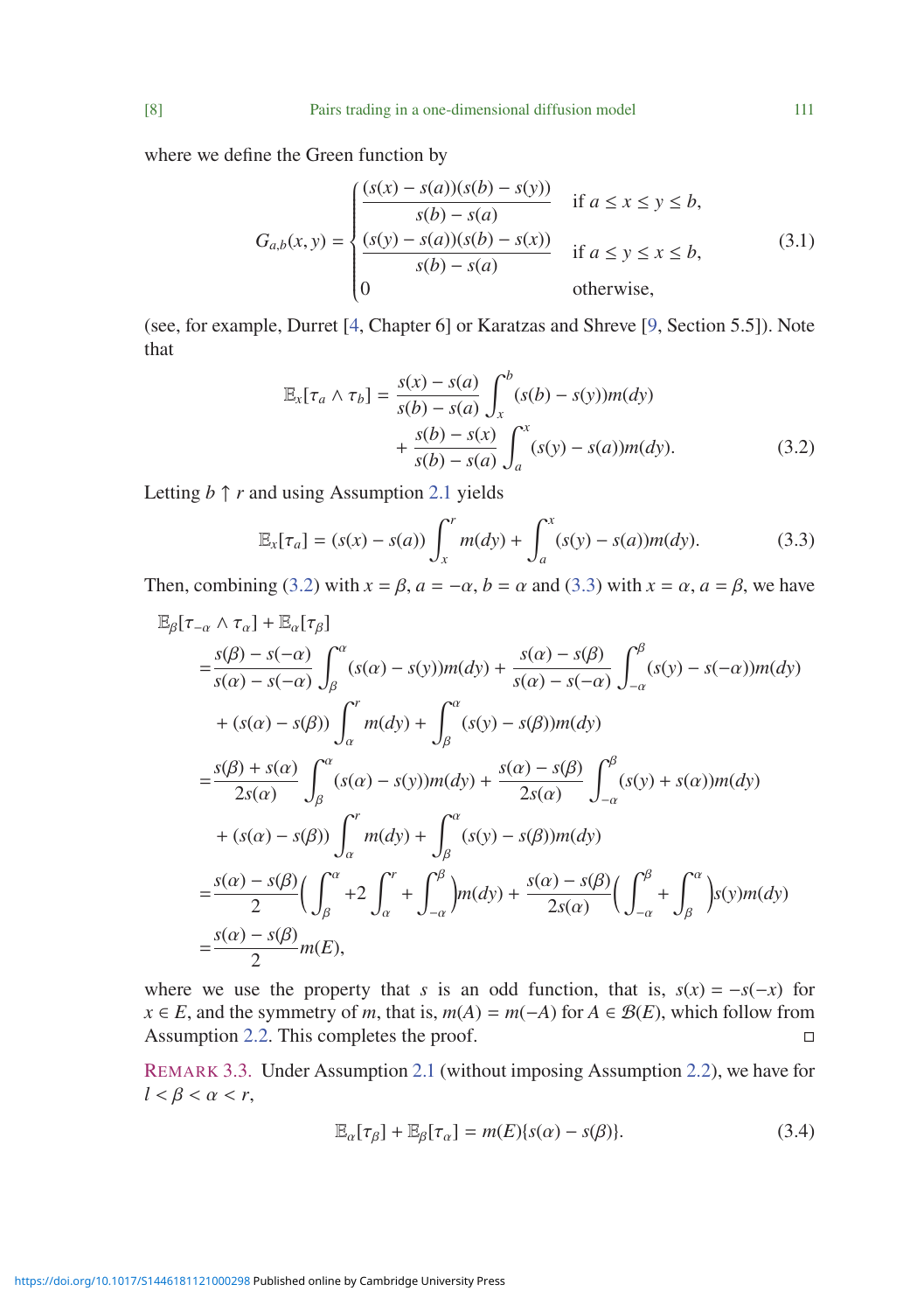where we define the Green function by

$$
G_{a,b}(x,y) = \begin{cases} \dfrac{(s(x) - s(a))(s(b) - s(y))}{s(b) - s(a)} & \text{if } a \le x \le y \le b, \\ \dfrac{(s(y) - s(a))(s(b) - s(x))}{s(b) - s(a)} & \text{if } a \le y \le x \le b, \\ 0 & \text{otherwise,} \end{cases} \tag{3.1}
$$

(see, for example, Durret [4, Chapter 6] or Karatzas and Shreve [9, Section 5.5]). Note that

$$
\begin{aligned}
\mathbb{E}_x[\tau_a \wedge \tau_b] = &\frac{s(x) - s(a)}{s(b) - s(a)} \int_x^b (s(b) - s(y)) m(dy) \\
&+ \frac{s(b) - s(x)}{s(b) - s(a)} \int_a^x (s(y) - s(a)) m(dy).
\end{aligned} \tag{3.2}
$$

Letting $b \uparrow r$ and using Assumption 2.1 yields

$$
\mathbb{E}_x[\tau_a] = (s(x) - s(a)) \int_x^r m(dy) + \int_a^x (s(y) - s(a)) m(dy). \tag{3.3}
$$

Then, combining (3.2) with $x = \beta$, $a = -\alpha$, $b = \alpha$ and (3.3) with $x = \alpha$, $a = \beta$, we have

$$
\begin{aligned}
&\mathbb{E}_\beta[\tau_{-\alpha} \wedge \tau_\alpha] + \mathbb{E}_\alpha[\tau_\beta] \\
&= \frac{s(\beta) - s(-\alpha)}{s(\alpha) - s(-\alpha)} \int_\beta^\alpha (s(\alpha) - s(y)) m(dy) + \frac{s(\alpha) - s(\beta)}{s(\alpha) - s(-\alpha)} \int_{-\alpha}^\beta (s(y) - s(-\alpha)) m(dy) \\
&\quad + (s(\alpha) - s(\beta)) \int_\alpha^r m(dy) + \int_\beta^\alpha (s(y) - s(\beta)) m(dy) \\
&= \frac{s(\beta) + s(\alpha)}{2s(\alpha)} \int_\beta^\alpha (s(\alpha) - s(y)) m(dy) + \frac{s(\alpha) - s(\beta)}{2s(\alpha)} \int_{-\alpha}^\beta (s(y) + s(\alpha)) m(dy) \\
&\quad + (s(\alpha) - s(\beta)) \int_\alpha^r m(dy) + \int_\beta^\alpha (s(y) - s(\beta)) m(dy) \\
&= \frac{s(\alpha) - s(\beta)}{2} \bigg( \int_\beta^\alpha + 2 \int_\alpha^r + \int_{-\alpha}^\beta \bigg) m(dy) + \frac{s(\alpha) - s(\beta)}{2s(\alpha)} \bigg( \int_{-\alpha}^\beta + \int_\beta^\alpha \bigg) s(y) m(dy) \\
&= \frac{s(\alpha) - s(\beta)}{2} m(E),
\end{aligned}
$$

where we use the property that $s$ is an odd function, that is, $s(x) = -s(-x)$ for $x \in E$, and the symmetry of $m$, that is, $m(A) = m(-A)$ for $A \in \mathcal{B}(E)$, which follow from Assumption 2.2. This completes the proof. □

REMARK 3.3. Under Assumption 2.1 (without imposing Assumption 2.2), we have for $l < \beta < \alpha < r$,

$$
\mathbb{E}_\alpha[\tau_\beta] + \mathbb{E}_\beta[\tau_\alpha] = m(E)\{s(\alpha) - s(\beta)\}. \tag{3.4}
$$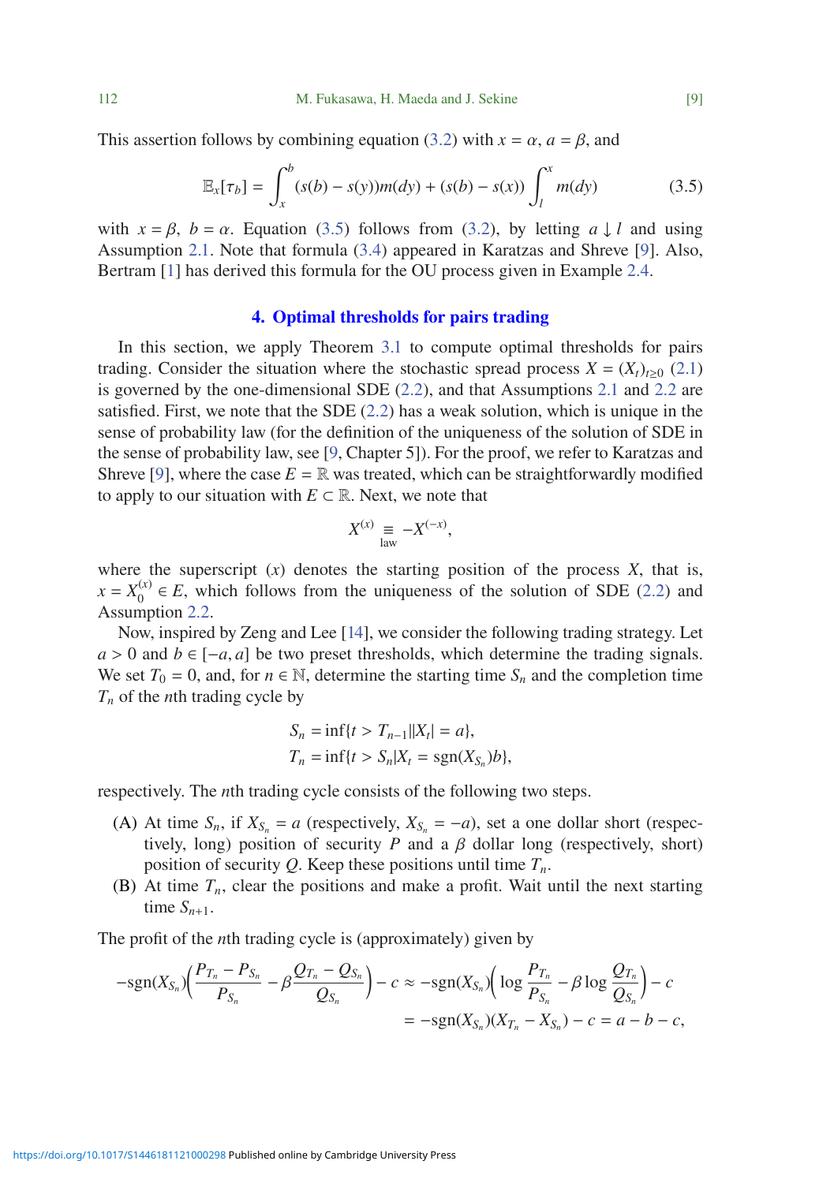This assertion follows by combining equation (3.2) with $x = \alpha$, $a = \beta$, and

$$\mathbb{E}_x[\tau_b] = \int_x^b (s(b) - s(y))m(dy) + (s(b) - s(x)) \int_l^x m(dy) \tag{3.5}$$

with $x = \beta$, $b = \alpha$. Equation (3.5) follows from (3.2), by letting $a \downarrow l$ and using Assumption 2.1. Note that formula (3.4) appeared in Karatzas and Shreve [9]. Also, Bertram [1] has derived this formula for the OU process given in Example 2.4.

## 4. Optimal thresholds for pairs trading

In this section, we apply Theorem 3.1 to compute optimal thresholds for pairs trading. Consider the situation where the stochastic spread process $X = (X_t)_{t\geq 0}$ (2.1) is governed by the one-dimensional SDE (2.2), and that Assumptions 2.1 and 2.2 are satisfied. First, we note that the SDE (2.2) has a weak solution, which is unique in the sense of probability law (for the definition of the uniqueness of the solution of SDE in the sense of probability law, see [9, Chapter 5]). For the proof, we refer to Karatzas and Shreve [9], where the case $E = \mathbb{R}$ was treated, which can be straightforwardly modified to apply to our situation with $E \subset \mathbb{R}$. Next, we note that

$$X^{(x)} \underset{\text{law}}{\equiv} -X^{(-x)},$$

where the superscript $(x)$ denotes the starting position of the process $X$, that is, $x = X_0^{(x)} \in E$, which follows from the uniqueness of the solution of SDE (2.2) and Assumption 2.2.

Now, inspired by Zeng and Lee [14], we consider the following trading strategy. Let $a > 0$ and $b \in [-a, a]$ be two preset thresholds, which determine the trading signals. We set $T_0 = 0$, and, for $n \in \mathbb{N}$, determine the starting time $S_n$ and the completion time $T_n$ of the $n$th trading cycle by

$$S_n = \inf\{t > T_{n-1} \,|\, |X_t| = a\},$$
$$T_n = \inf\{t > S_n \,|\, X_t = \operatorname{sgn}(X_{S_n})b\},$$

respectively. The $n$th trading cycle consists of the following two steps.

- (A) At time $S_n$, if $X_{S_n} = a$ (respectively, $X_{S_n} = -a$), set a one dollar short (respectively, long) position of security $P$ and a $\beta$ dollar long (respectively, short) position of security $Q$. Keep these positions until time $T_n$.
- (B) At time $T_n$, clear the positions and make a profit. Wait until the next starting time $S_{n+1}$.

The profit of the $n$th trading cycle is (approximately) given by

$$-\operatorname{sgn}(X_{S_n})\Big(\frac{P_{T_n} - P_{S_n}}{P_{S_n}} - \beta\frac{Q_{T_n} - Q_{S_n}}{Q_{S_n}}\Big) - c \approx -\operatorname{sgn}(X_{S_n})\Big(\log\frac{P_{T_n}}{P_{S_n}} - \beta\log\frac{Q_{T_n}}{Q_{S_n}}\Big) - c$$
$$= -\operatorname{sgn}(X_{S_n})(X_{T_n} - X_{S_n}) - c = a - b - c,$$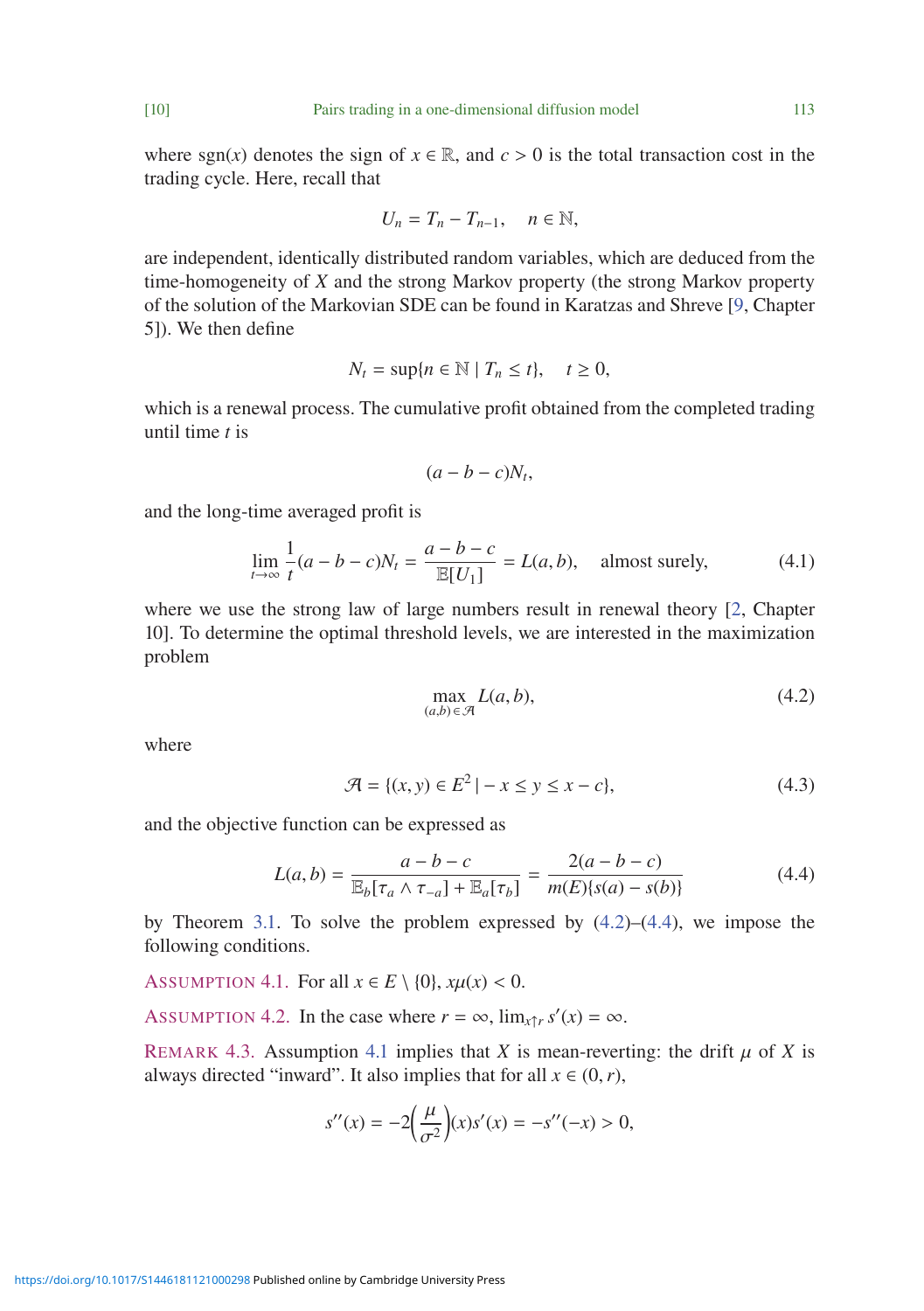where $\operatorname{sgn}(x)$ denotes the sign of $x \in \mathbb{R}$, and $c > 0$ is the total transaction cost in the trading cycle. Here, recall that

$$U_n = T_n - T_{n-1}, \quad n \in \mathbb{N},$$

are independent, identically distributed random variables, which are deduced from the time-homogeneity of $X$ and the strong Markov property (the strong Markov property of the solution of the Markovian SDE can be found in Karatzas and Shreve [9, Chapter 5]). We then define

$$N_t = \sup\{n \in \mathbb{N} \mid T_n \le t\}, \quad t \ge 0,$$

which is a renewal process. The cumulative profit obtained from the completed trading until time $t$ is

$$(a - b - c)N_t,$$

and the long-time averaged profit is

$$\lim_{t\to\infty} \frac{1}{t}(a - b - c)N_t = \frac{a - b - c}{\mathbb{E}[U_1]} = L(a, b), \quad \text{almost surely,} \tag{4.1}$$

where we use the strong law of large numbers result in renewal theory [2, Chapter 10]. To determine the optimal threshold levels, we are interested in the maximization problem

$$\max_{(a,b)\in\mathcal{A}} L(a, b), \tag{4.2}$$

where

$$\mathcal{A} = \{(x, y) \in E^2 \mid -x \le y \le x - c\}, \tag{4.3}$$

and the objective function can be expressed as

$$L(a, b) = \frac{a - b - c}{\mathbb{E}_b[\tau_a \wedge \tau_{-a}] + \mathbb{E}_a[\tau_b]} = \frac{2(a - b - c)}{m(E)\{s(a) - s(b)\}} \tag{4.4}$$

by Theorem 3.1. To solve the problem expressed by (4.2)–(4.4), we impose the following conditions.

Assumption 4.1. For all $x \in E \setminus \{0\}$, $x\mu(x) < 0$.

Assumption 4.2. In the case where $r = \infty$, $\lim_{x\uparrow r} s'(x) = \infty$.

Remark 4.3. Assumption 4.1 implies that $X$ is mean-reverting: the drift $\mu$ of $X$ is always directed "inward". It also implies that for all $x \in (0, r)$,

$$s''(x) = -2\left(\frac{\mu}{\sigma^2}\right)(x)s'(x) = -s''(-x) > 0,$$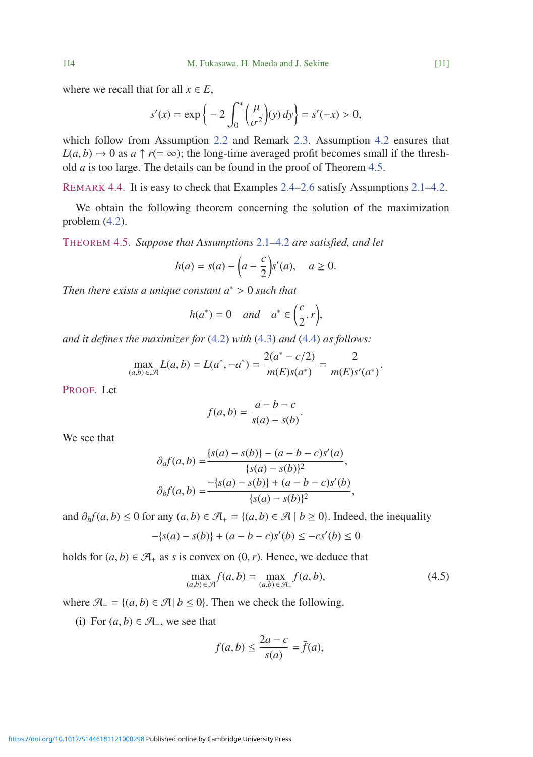where we recall that for all $x \in E$,

$$s'(x) = \exp\left\{ -2\int_0^x \left(\frac{\mu}{\sigma^2}\right)(y)\,dy \right\} = s'(-x) > 0,$$

which follow from Assumption 2.2 and Remark 2.3. Assumption 4.2 ensures that $L(a,b) \to 0$ as $a \uparrow r (= \infty)$; the long-time averaged profit becomes small if the threshold $a$ is too large. The details can be found in the proof of Theorem 4.5.

REMARK 4.4. It is easy to check that Examples 2.4–2.6 satisfy Assumptions 2.1–4.2.

We obtain the following theorem concerning the solution of the maximization problem (4.2).

THEOREM 4.5. *Suppose that Assumptions 2.1–4.2 are satisfied, and let*

$$h(a) = s(a) - \left(a - \frac{c}{2}\right)s'(a), \quad a \geq 0.$$

*Then there exists a unique constant $a^* > 0$ such that*

$$h(a^*) = 0 \quad \text{and} \quad a^* \in \left(\frac{c}{2}, r\right),$$

*and it defines the maximizer for (4.2) with (4.3) and (4.4) as follows:*

$$\max_{(a,b)\in\mathcal{A}} L(a,b) = L(a^*, -a^*) = \frac{2(a^* - c/2)}{m(E)s(a^*)} = \frac{2}{m(E)s'(a^*)}.$$

PROOF. Let

$$f(a,b) = \frac{a-b-c}{s(a)-s(b)}.$$

We see that

$$\partial_a f(a,b) = \frac{\{s(a)-s(b)\} - (a-b-c)s'(a)}{\{s(a)-s(b)\}^2},$$

$$\partial_b f(a,b) = \frac{-\{s(a)-s(b)\} + (a-b-c)s'(b)}{\{s(a)-s(b)\}^2},$$

and $\partial_b f(a,b) \leq 0$ for any $(a,b) \in \mathcal{A}_+ = \{(a,b) \in \mathcal{A} \mid b \geq 0\}$. Indeed, the inequality

$$-\{s(a)-s(b)\} + (a-b-c)s'(b) \leq -cs'(b) \leq 0$$

holds for $(a,b) \in \mathcal{A}_+$ as $s$ is convex on $(0,r)$. Hence, we deduce that

$$\max_{(a,b)\in\mathcal{A}} f(a,b) = \max_{(a,b)\in\mathcal{A}_-} f(a,b), \tag{4.5}$$

where $\mathcal{A}_- = \{(a,b) \in \mathcal{A} \mid b \leq 0\}$. Then we check the following.

(i) For $(a,b) \in \mathcal{A}_-$, we see that

$$f(a,b) \leq \frac{2a-c}{s(a)} = \bar{f}(a),$$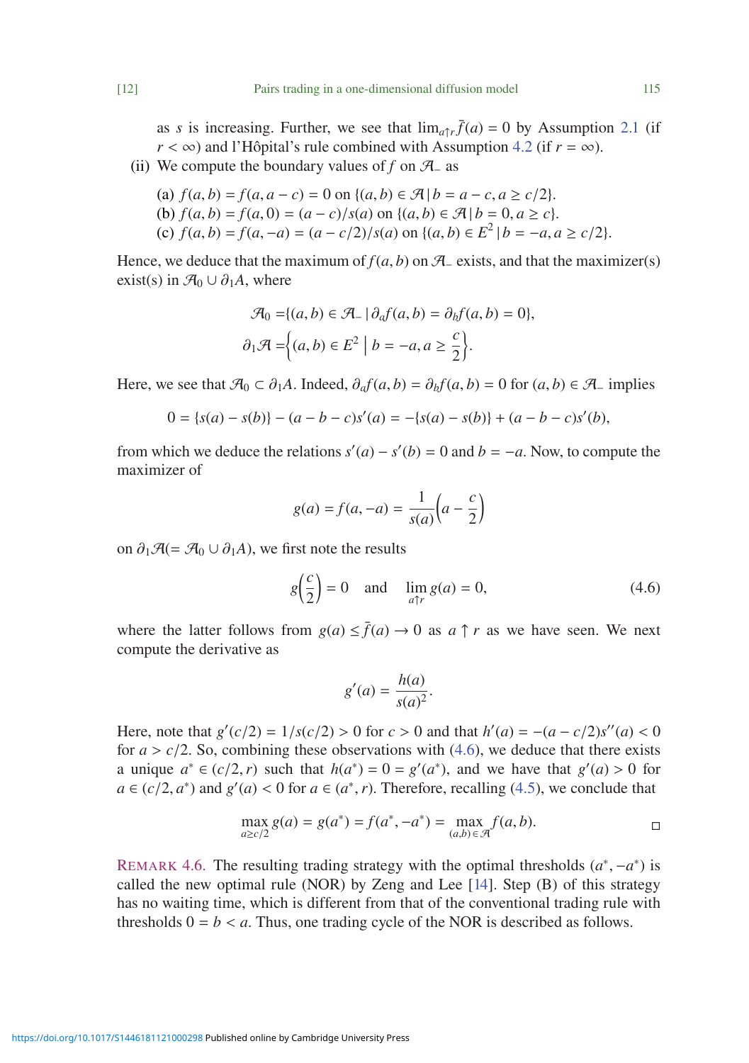as $s$ is increasing. Further, we see that $\lim_{a\uparrow r}\bar{f}(a) = 0$ by Assumption 2.1 (if $r < \infty$) and l'Hôpital's rule combined with Assumption 4.2 (if $r = \infty$).

(ii) We compute the boundary values of $f$ on $\mathcal{A}_-$ as

(a) $f(a, b) = f(a, a - c) = 0$ on $\{(a, b) \in \mathcal{A} \,|\, b = a - c, a \geq c/2\}$.
(b) $f(a, b) = f(a, 0) = (a - c)/s(a)$ on $\{(a, b) \in \mathcal{A} \,|\, b = 0, a \geq c\}$.
(c) $f(a, b) = f(a, -a) = (a - c/2)/s(a)$ on $\{(a, b) \in E^2 \,|\, b = -a, a \geq c/2\}$.

Hence, we deduce that the maximum of $f(a, b)$ on $\mathcal{A}_-$ exists, and that the maximizer(s) exist(s) in $\mathcal{A}_0 \cup \partial_1 A$, where

$$\mathcal{A}_0 = \{(a, b) \in \mathcal{A}_- \,|\, \partial_a f(a, b) = \partial_b f(a, b) = 0\},$$
$$\partial_1 \mathcal{A} = \left\{(a, b) \in E^2 \;\middle|\; b = -a, a \geq \frac{c}{2}\right\}.$$

Here, we see that $\mathcal{A}_0 \subset \partial_1 A$. Indeed, $\partial_a f(a, b) = \partial_b f(a, b) = 0$ for $(a, b) \in \mathcal{A}_-$ implies

$$0 = \{s(a) - s(b)\} - (a - b - c)s'(a) = -\{s(a) - s(b)\} + (a - b - c)s'(b),$$

from which we deduce the relations $s'(a) - s'(b) = 0$ and $b = -a$. Now, to compute the maximizer of

$$g(a) = f(a, -a) = \frac{1}{s(a)}\left(a - \frac{c}{2}\right)$$

on $\partial_1 \mathcal{A} (= \mathcal{A}_0 \cup \partial_1 A)$, we first note the results

$$g\left(\frac{c}{2}\right) = 0 \quad \text{and} \quad \lim_{a\uparrow r} g(a) = 0, \tag{4.6}$$

where the latter follows from $g(a) \leq \bar{f}(a) \to 0$ as $a \uparrow r$ as we have seen. We next compute the derivative as

$$g'(a) = \frac{h(a)}{s(a)^2}.$$

Here, note that $g'(c/2) = 1/s(c/2) > 0$ for $c > 0$ and that $h'(a) = -(a - c/2)s''(a) < 0$ for $a > c/2$. So, combining these observations with (4.6), we deduce that there exists a unique $a^* \in (c/2, r)$ such that $h(a^*) = 0 = g'(a^*)$, and we have that $g'(a) > 0$ for $a \in (c/2, a^*)$ and $g'(a) < 0$ for $a \in (a^*, r)$. Therefore, recalling (4.5), we conclude that

$$\max_{a \geq c/2} g(a) = g(a^*) = f(a^*, -a^*) = \max_{(a,b) \in \mathcal{A}} f(a, b). \qquad \square$$

REMARK 4.6. The resulting trading strategy with the optimal thresholds $(a^*, -a^*)$ is called the new optimal rule (NOR) by Zeng and Lee [14]. Step (B) of this strategy has no waiting time, which is different from that of the conventional trading rule with thresholds $0 = b < a$. Thus, one trading cycle of the NOR is described as follows.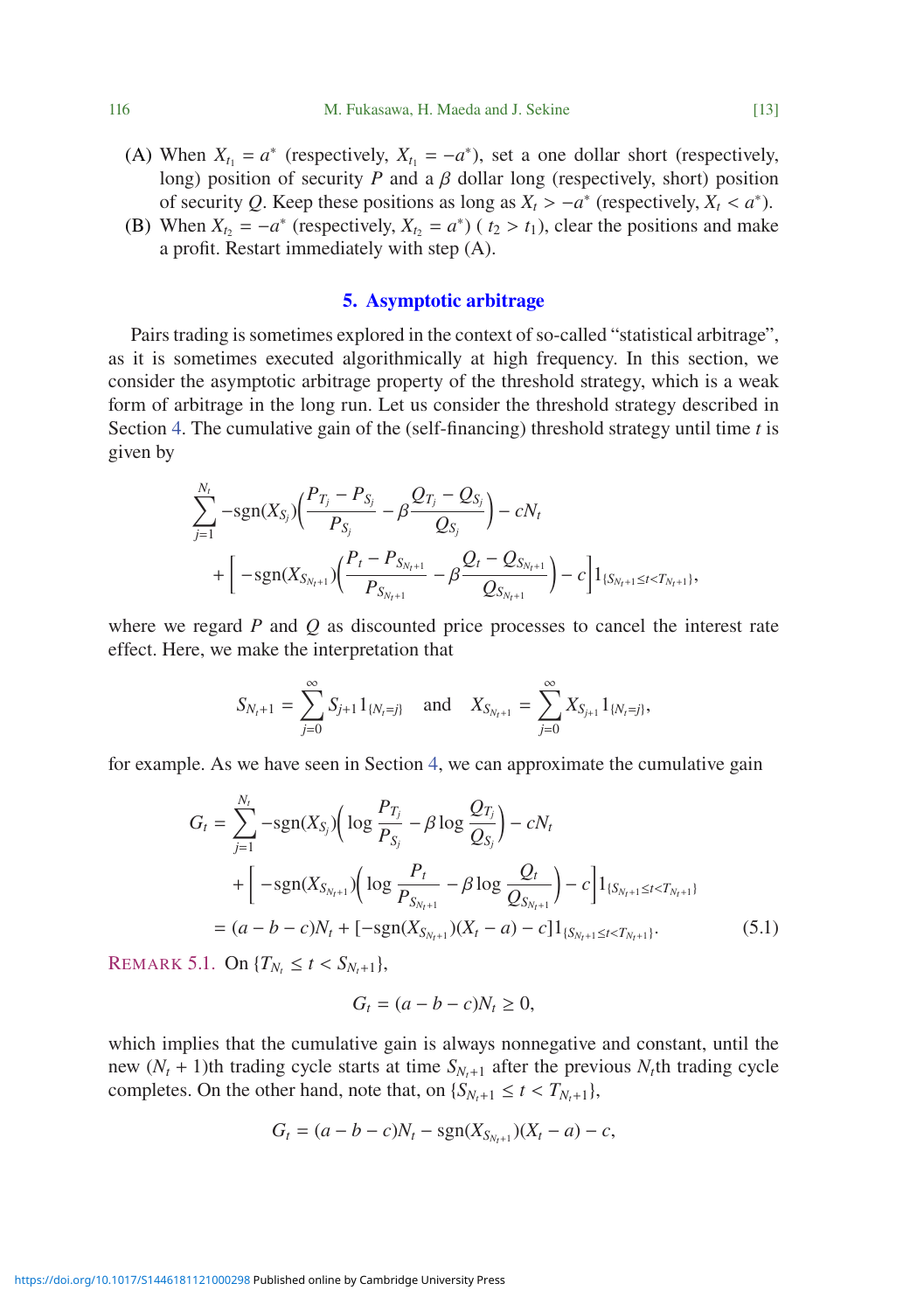(A) When $X_{t_1} = a^*$ (respectively, $X_{t_1} = -a^*$), set a one dollar short (respectively, long) position of security $P$ and a $\beta$ dollar long (respectively, short) position of security $Q$. Keep these positions as long as $X_t > -a^*$ (respectively, $X_t < a^*$).

(B) When $X_{t_2} = -a^*$ (respectively, $X_{t_2} = a^*$) ( $t_2 > t_1$), clear the positions and make a profit. Restart immediately with step (A).

## 5. Asymptotic arbitrage

Pairs trading is sometimes explored in the context of so-called "statistical arbitrage", as it is sometimes executed algorithmically at high frequency. In this section, we consider the asymptotic arbitrage property of the threshold strategy, which is a weak form of arbitrage in the long run. Let us consider the threshold strategy described in Section 4. The cumulative gain of the (self-financing) threshold strategy until time $t$ is given by

$$\sum_{j=1}^{N_t} -\mathrm{sgn}(X_{S_j})\Big(\frac{P_{T_j}-P_{S_j}}{P_{S_j}} - \beta\frac{Q_{T_j}-Q_{S_j}}{Q_{S_j}}\Big) - cN_t$$
$$+\Big[-\mathrm{sgn}(X_{S_{N_t+1}})\Big(\frac{P_t - P_{S_{N_t+1}}}{P_{S_{N_t+1}}} - \beta\frac{Q_t - Q_{S_{N_t+1}}}{Q_{S_{N_t+1}}}\Big) - c\Big]1_{\{S_{N_t+1}\le t<T_{N_t+1}\}},$$

where we regard $P$ and $Q$ as discounted price processes to cancel the interest rate effect. Here, we make the interpretation that

$$S_{N_t+1} = \sum_{j=0}^{\infty} S_{j+1}1_{\{N_t=j\}} \quad \text{and} \quad X_{S_{N_t+1}} = \sum_{j=0}^{\infty} X_{S_{j+1}}1_{\{N_t=j\}},$$

for example. As we have seen in Section 4, we can approximate the cumulative gain

$$\begin{aligned}
G_t &= \sum_{j=1}^{N_t} -\mathrm{sgn}(X_{S_j})\Big(\log\frac{P_{T_j}}{P_{S_j}} - \beta\log\frac{Q_{T_j}}{Q_{S_j}}\Big) - cN_t \\
&\quad + \Big[-\mathrm{sgn}(X_{S_{N_t+1}})\Big(\log\frac{P_t}{P_{S_{N_t+1}}} - \beta\log\frac{Q_t}{Q_{S_{N_t+1}}}\Big) - c\Big]1_{\{S_{N_t+1}\le t<T_{N_t+1}\}} \\
&= (a-b-c)N_t + [-\mathrm{sgn}(X_{S_{N_t+1}})(X_t - a) - c]1_{\{S_{N_t+1}\le t<T_{N_t+1}\}}.
\end{aligned} \tag{5.1}$$

REMARK 5.1. On $\{T_{N_t} \le t < S_{N_t+1}\}$,

$$G_t = (a-b-c)N_t \ge 0,$$

which implies that the cumulative gain is always nonnegative and constant, until the new $(N_t+1)$th trading cycle starts at time $S_{N_t+1}$ after the previous $N_t$th trading cycle completes. On the other hand, note that, on $\{S_{N_t+1} \le t < T_{N_t+1}\}$,

$$G_t = (a-b-c)N_t - \mathrm{sgn}(X_{S_{N_t+1}})(X_t - a) - c,$$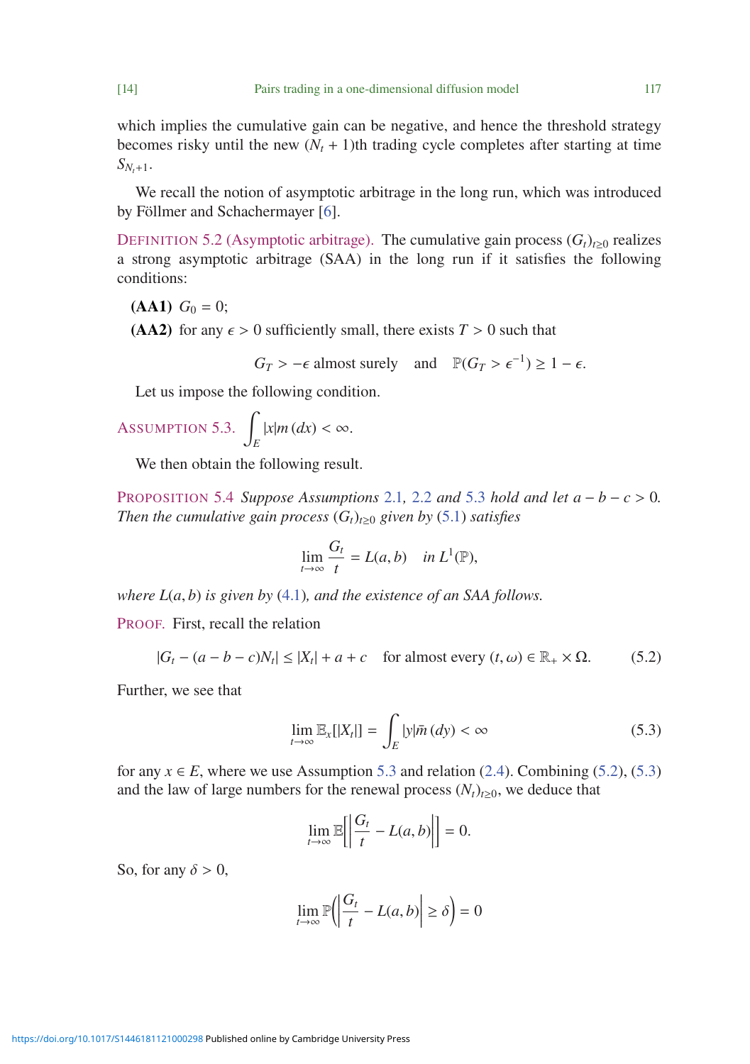which implies the cumulative gain can be negative, and hence the threshold strategy becomes risky until the new $(N_t + 1)$th trading cycle completes after starting at time $S_{N_t+1}$.

We recall the notion of asymptotic arbitrage in the long run, which was introduced by Föllmer and Schachermayer [6].

**Definition 5.2 (Asymptotic arbitrage).** The cumulative gain process $(G_t)_{t\geq 0}$ realizes a strong asymptotic arbitrage (SAA) in the long run if it satisfies the following conditions:

**(AA1)** $G_0 = 0$;

**(AA2)** for any $\epsilon > 0$ sufficiently small, there exists $T > 0$ such that

$$G_T > -\epsilon \text{ almost surely} \quad \text{and} \quad \mathbb{P}(G_T > \epsilon^{-1}) \geq 1 - \epsilon.$$

Let us impose the following condition.

**Assumption 5.3.** $\displaystyle\int_E |x| m(dx) < \infty.$

We then obtain the following result.

**Proposition 5.4** *Suppose Assumptions 2.1, 2.2 and 5.3 hold and let $a - b - c > 0$. Then the cumulative gain process $(G_t)_{t\geq 0}$ given by (5.1) satisfies*

$$\lim_{t\to\infty} \frac{G_t}{t} = L(a,b) \quad \text{in } L^1(\mathbb{P}),$$

*where $L(a,b)$ is given by (4.1), and the existence of an SAA follows.*

**Proof.** First, recall the relation

$$|G_t - (a-b-c)N_t| \leq |X_t| + a + c \quad \text{for almost every } (t,\omega) \in \mathbb{R}_+ \times \Omega. \tag{5.2}$$

Further, we see that

$$\lim_{t\to\infty} \mathbb{E}_x[|X_t|] = \int_E |y| \bar{m}(dy) < \infty \tag{5.3}$$

for any $x \in E$, where we use Assumption 5.3 and relation (2.4). Combining (5.2), (5.3) and the law of large numbers for the renewal process $(N_t)_{t\geq 0}$, we deduce that

$$\lim_{t\to\infty} \mathbb{E}\left[\left|\frac{G_t}{t} - L(a,b)\right|\right] = 0.$$

So, for any $\delta > 0$,

$$\lim_{t\to\infty} \mathbb{P}\left(\left|\frac{G_t}{t} - L(a,b)\right| \geq \delta\right) = 0$$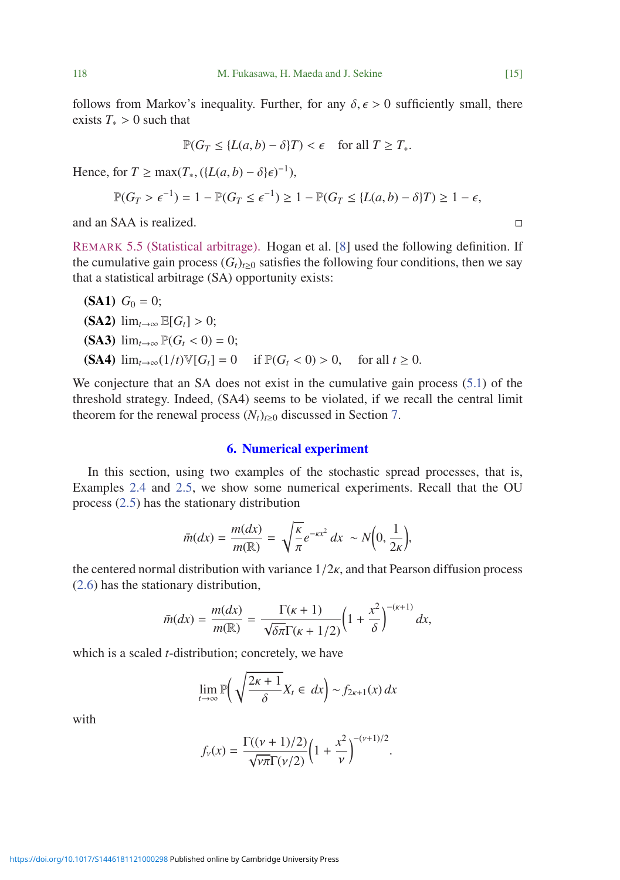follows from Markov's inequality. Further, for any $\delta, \epsilon > 0$ sufficiently small, there exists $T_* > 0$ such that

$$\mathbb{P}(G_T \leq \{L(a,b) - \delta\}T) < \epsilon \quad \text{for all } T \geq T_*.$$

Hence, for $T \geq \max(T_*, (\{L(a,b) - \delta\}\epsilon)^{-1})$,

$$\mathbb{P}(G_T > \epsilon^{-1}) = 1 - \mathbb{P}(G_T \leq \epsilon^{-1}) \geq 1 - \mathbb{P}(G_T \leq \{L(a,b) - \delta\}T) \geq 1 - \epsilon,$$

and an SAA is realized. □

REMARK 5.5 (Statistical arbitrage). Hogan et al. [8] used the following definition. If the cumulative gain process $(G_t)_{t\geq 0}$ satisfies the following four conditions, then we say that a statistical arbitrage (SA) opportunity exists:

- **(SA1)** $G_0 = 0$;
- **(SA2)** $\lim_{t\to\infty} \mathbb{E}[G_t] > 0$;
- **(SA3)** $\lim_{t\to\infty} \mathbb{P}(G_t < 0) = 0$;
- **(SA4)** $\lim_{t\to\infty}(1/t)\mathbb{V}[G_t] = 0 \quad \text{if } \mathbb{P}(G_t < 0) > 0, \quad \text{for all } t \geq 0$.

We conjecture that an SA does not exist in the cumulative gain process (5.1) of the threshold strategy. Indeed, (SA4) seems to be violated, if we recall the central limit theorem for the renewal process $(N_t)_{t\geq 0}$ discussed in Section 7.

## 6. Numerical experiment

In this section, using two examples of the stochastic spread processes, that is, Examples 2.4 and 2.5, we show some numerical experiments. Recall that the OU process (2.5) has the stationary distribution

$$\bar{m}(dx) = \frac{m(dx)}{m(\mathbb{R})} = \sqrt{\frac{\kappa}{\pi}} e^{-\kappa x^2}\, dx \ \sim N\Big(0, \frac{1}{2\kappa}\Big),$$

the centered normal distribution with variance $1/2\kappa$, and that Pearson diffusion process (2.6) has the stationary distribution,

$$\bar{m}(dx) = \frac{m(dx)}{m(\mathbb{R})} = \frac{\Gamma(\kappa+1)}{\sqrt{\delta\pi}\,\Gamma(\kappa+1/2)}\Big(1 + \frac{x^2}{\delta}\Big)^{-(\kappa+1)} dx,$$

which is a scaled $t$-distribution; concretely, we have

$$\lim_{t\to\infty} \mathbb{P}\bigg(\sqrt{\frac{2\kappa+1}{\delta}} X_t \in dx\bigg) \sim f_{2\kappa+1}(x)\, dx$$

with

$$f_\nu(x) = \frac{\Gamma((\nu+1)/2)}{\sqrt{\nu\pi}\,\Gamma(\nu/2)}\Big(1 + \frac{x^2}{\nu}\Big)^{-(\nu+1)/2}.$$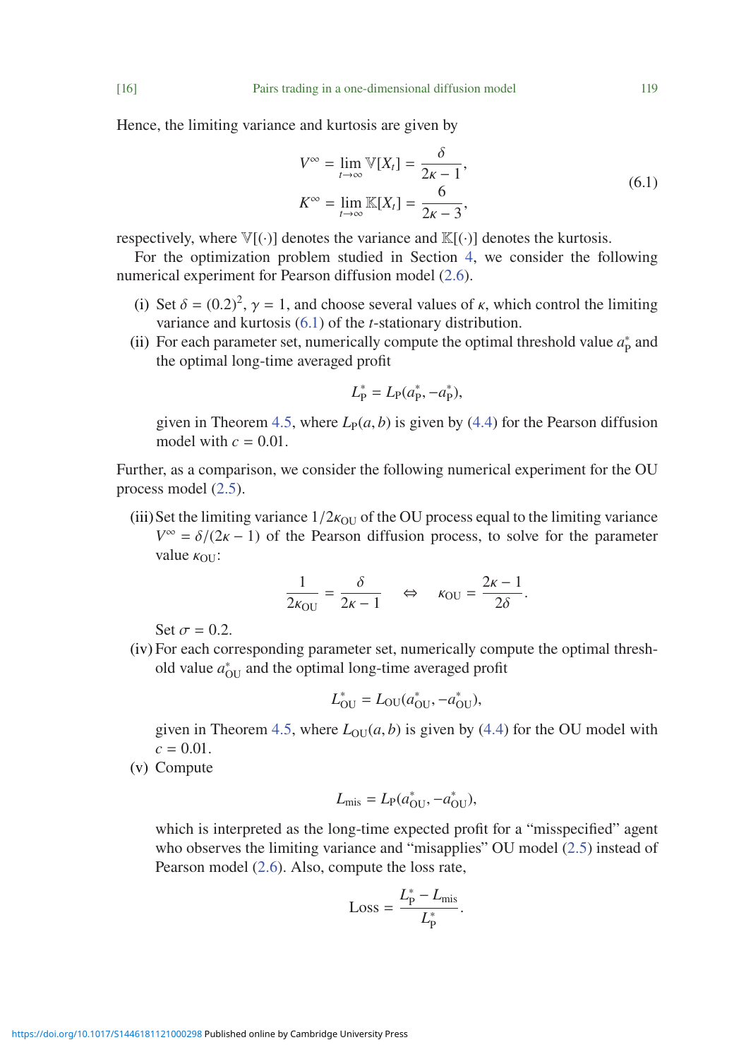Hence, the limiting variance and kurtosis are given by

$$
\begin{aligned}
V^{\infty} &= \lim_{t\to\infty} \mathbb{V}[X_t] = \frac{\delta}{2\kappa - 1}, \\
K^{\infty} &= \lim_{t\to\infty} \mathbb{K}[X_t] = \frac{6}{2\kappa - 3},
\end{aligned}
\tag{6.1}
$$

respectively, where $\mathbb{V}[(\cdot)]$ denotes the variance and $\mathbb{K}[(\cdot)]$ denotes the kurtosis.

For the optimization problem studied in Section 4, we consider the following numerical experiment for Pearson diffusion model (2.6).

(i) Set $\delta = (0.2)^2$, $\gamma = 1$, and choose several values of $\kappa$, which control the limiting variance and kurtosis (6.1) of the $t$-stationary distribution.

(ii) For each parameter set, numerically compute the optimal threshold value $a_{\mathrm{P}}^*$ and the optimal long-time averaged profit

$$
L_{\mathrm{P}}^* = L_{\mathrm{P}}(a_{\mathrm{P}}^*, -a_{\mathrm{P}}^*),
$$

given in Theorem 4.5, where $L_{\mathrm{P}}(a, b)$ is given by (4.4) for the Pearson diffusion model with $c = 0.01$.

Further, as a comparison, we consider the following numerical experiment for the OU process model (2.5).

(iii) Set the limiting variance $1/2\kappa_{\mathrm{OU}}$ of the OU process equal to the limiting variance $V^{\infty} = \delta/(2\kappa - 1)$ of the Pearson diffusion process, to solve for the parameter value $\kappa_{\mathrm{OU}}$:

$$
\frac{1}{2\kappa_{\mathrm{OU}}} = \frac{\delta}{2\kappa - 1} \quad \Leftrightarrow \quad \kappa_{\mathrm{OU}} = \frac{2\kappa - 1}{2\delta}.
$$

Set $\sigma = 0.2$.

(iv) For each corresponding parameter set, numerically compute the optimal threshold value $a_{\mathrm{OU}}^*$ and the optimal long-time averaged profit

$$
L_{\mathrm{OU}}^* = L_{\mathrm{OU}}(a_{\mathrm{OU}}^*, -a_{\mathrm{OU}}^*),
$$

given in Theorem 4.5, where $L_{\mathrm{OU}}(a, b)$ is given by (4.4) for the OU model with $c = 0.01$.

(v) Compute

$$
L_{\mathrm{mis}} = L_{\mathrm{P}}(a_{\mathrm{OU}}^*, -a_{\mathrm{OU}}^*),
$$

which is interpreted as the long-time expected profit for a "misspecified" agent who observes the limiting variance and "misapplies" OU model (2.5) instead of Pearson model (2.6). Also, compute the loss rate,

$$
\mathrm{Loss} = \frac{L_{\mathrm{P}}^* - L_{\mathrm{mis}}}{L_{\mathrm{P}}^*}.
$$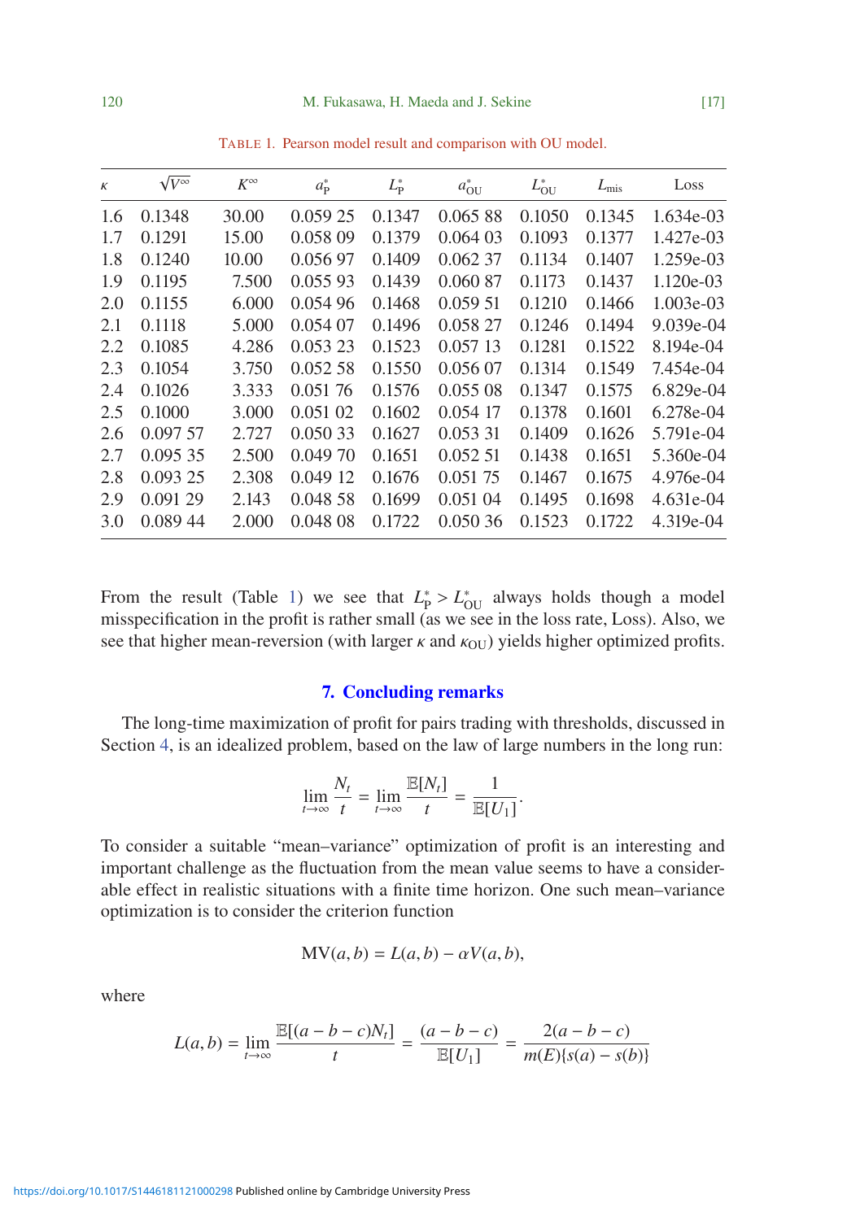TABLE 1. Pearson model result and comparison with OU model.

| $\kappa$ | $\sqrt{V^\infty}$ | $K^\infty$ | $a^*_{\mathrm{P}}$ | $L^*_{\mathrm{P}}$ | $a^*_{\mathrm{OU}}$ | $L^*_{\mathrm{OU}}$ | $L_{\mathrm{mis}}$ | Loss |
|---|---|---|---|---|---|---|---|---|
| 1.6 | 0.1348 | 30.00 | 0.059 25 | 0.1347 | 0.065 88 | 0.1050 | 0.1345 | 1.634e-03 |
| 1.7 | 0.1291 | 15.00 | 0.058 09 | 0.1379 | 0.064 03 | 0.1093 | 0.1377 | 1.427e-03 |
| 1.8 | 0.1240 | 10.00 | 0.056 97 | 0.1409 | 0.062 37 | 0.1134 | 0.1407 | 1.259e-03 |
| 1.9 | 0.1195 | 7.500 | 0.055 93 | 0.1439 | 0.060 87 | 0.1173 | 0.1437 | 1.120e-03 |
| 2.0 | 0.1155 | 6.000 | 0.054 96 | 0.1468 | 0.059 51 | 0.1210 | 0.1466 | 1.003e-03 |
| 2.1 | 0.1118 | 5.000 | 0.054 07 | 0.1496 | 0.058 27 | 0.1246 | 0.1494 | 9.039e-04 |
| 2.2 | 0.1085 | 4.286 | 0.053 23 | 0.1523 | 0.057 13 | 0.1281 | 0.1522 | 8.194e-04 |
| 2.3 | 0.1054 | 3.750 | 0.052 58 | 0.1550 | 0.056 07 | 0.1314 | 0.1549 | 7.454e-04 |
| 2.4 | 0.1026 | 3.333 | 0.051 76 | 0.1576 | 0.055 08 | 0.1347 | 0.1575 | 6.829e-04 |
| 2.5 | 0.1000 | 3.000 | 0.051 02 | 0.1602 | 0.054 17 | 0.1378 | 0.1601 | 6.278e-04 |
| 2.6 | 0.097 57 | 2.727 | 0.050 33 | 0.1627 | 0.053 31 | 0.1409 | 0.1626 | 5.791e-04 |
| 2.7 | 0.095 35 | 2.500 | 0.049 70 | 0.1651 | 0.052 51 | 0.1438 | 0.1651 | 5.360e-04 |
| 2.8 | 0.093 25 | 2.308 | 0.049 12 | 0.1676 | 0.051 75 | 0.1467 | 0.1675 | 4.976e-04 |
| 2.9 | 0.091 29 | 2.143 | 0.048 58 | 0.1699 | 0.051 04 | 0.1495 | 0.1698 | 4.631e-04 |
| 3.0 | 0.089 44 | 2.000 | 0.048 08 | 0.1722 | 0.050 36 | 0.1523 | 0.1722 | 4.319e-04 |

From the result (Table 1) we see that $L^*_{\mathrm{P}} > L^*_{\mathrm{OU}}$ always holds though a model misspecification in the profit is rather small (as we see in the loss rate, Loss). Also, we see that higher mean-reversion (with larger $\kappa$ and $\kappa_{\mathrm{OU}}$) yields higher optimized profits.

## 7. Concluding remarks

The long-time maximization of profit for pairs trading with thresholds, discussed in Section 4, is an idealized problem, based on the law of large numbers in the long run:

$$\lim_{t\to\infty} \frac{N_t}{t} = \lim_{t\to\infty} \frac{\mathbb{E}[N_t]}{t} = \frac{1}{\mathbb{E}[U_1]}.$$

To consider a suitable "mean–variance" optimization of profit is an interesting and important challenge as the fluctuation from the mean value seems to have a considerable effect in realistic situations with a finite time horizon. One such mean–variance optimization is to consider the criterion function

$$\mathrm{MV}(a, b) = L(a, b) - \alpha V(a, b),$$

where

$$L(a, b) = \lim_{t\to\infty} \frac{\mathbb{E}[(a - b - c)N_t]}{t} = \frac{(a - b - c)}{\mathbb{E}[U_1]} = \frac{2(a - b - c)}{m(E)\{s(a) - s(b)\}}$$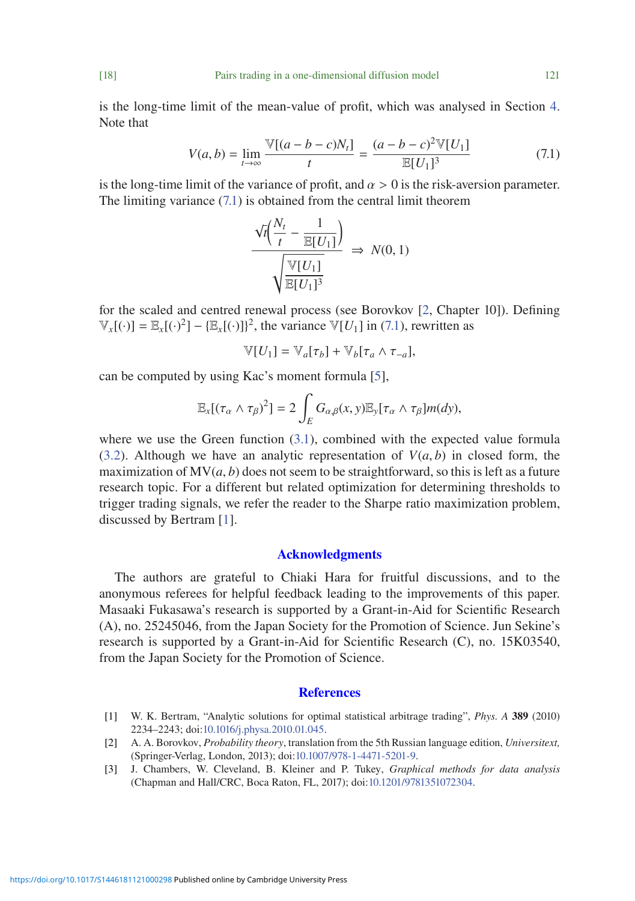is the long-time limit of the mean-value of profit, which was analysed in Section 4. Note that

$$V(a,b) = \lim_{t\to\infty} \frac{\mathbb{V}[(a-b-c)N_t]}{t} = \frac{(a-b-c)^2\mathbb{V}[U_1]}{\mathbb{E}[U_1]^3} \tag{7.1}$$

is the long-time limit of the variance of profit, and $\alpha > 0$ is the risk-aversion parameter. The limiting variance (7.1) is obtained from the central limit theorem

$$\frac{\sqrt{t}\left(\dfrac{N_t}{t} - \dfrac{1}{\mathbb{E}[U_1]}\right)}{\sqrt{\dfrac{\mathbb{V}[U_1]}{\mathbb{E}[U_1]^3}}} \Rightarrow N(0,1)$$

for the scaled and centred renewal process (see Borovkov [2, Chapter 10]). Defining $\mathbb{V}_x[(\cdot)] = \mathbb{E}_x[(\cdot)^2] - \{\mathbb{E}_x[(\cdot)]\}^2$, the variance $\mathbb{V}[U_1]$ in (7.1), rewritten as

$$\mathbb{V}[U_1] = \mathbb{V}_a[\tau_b] + \mathbb{V}_b[\tau_a \wedge \tau_{-a}],$$

can be computed by using Kac's moment formula [5],

$$\mathbb{E}_x[(\tau_\alpha \wedge \tau_\beta)^2] = 2\int_E G_{\alpha,\beta}(x,y)\mathbb{E}_y[\tau_\alpha \wedge \tau_\beta]m(dy),$$

where we use the Green function (3.1), combined with the expected value formula (3.2). Although we have an analytic representation of $V(a,b)$ in closed form, the maximization of $\mathrm{MV}(a,b)$ does not seem to be straightforward, so this is left as a future research topic. For a different but related optimization for determining thresholds to trigger trading signals, we refer the reader to the Sharpe ratio maximization problem, discussed by Bertram [1].

## Acknowledgments

The authors are grateful to Chiaki Hara for fruitful discussions, and to the anonymous referees for helpful feedback leading to the improvements of this paper. Masaaki Fukasawa's research is supported by a Grant-in-Aid for Scientific Research (A), no. 25245046, from the Japan Society for the Promotion of Science. Jun Sekine's research is supported by a Grant-in-Aid for Scientific Research (C), no. 15K03540, from the Japan Society for the Promotion of Science.

## References

[1] W. K. Bertram, "Analytic solutions for optimal statistical arbitrage trading", *Phys. A* **389** (2010) 2234–2243; doi:10.1016/j.physa.2010.01.045.

[2] A. A. Borovkov, *Probability theory*, translation from the 5th Russian language edition, *Universitext,* (Springer-Verlag, London, 2013); doi:10.1007/978-1-4471-5201-9.

[3] J. Chambers, W. Cleveland, B. Kleiner and P. Tukey, *Graphical methods for data analysis* (Chapman and Hall/CRC, Boca Raton, FL, 2017); doi:10.1201/9781351072304.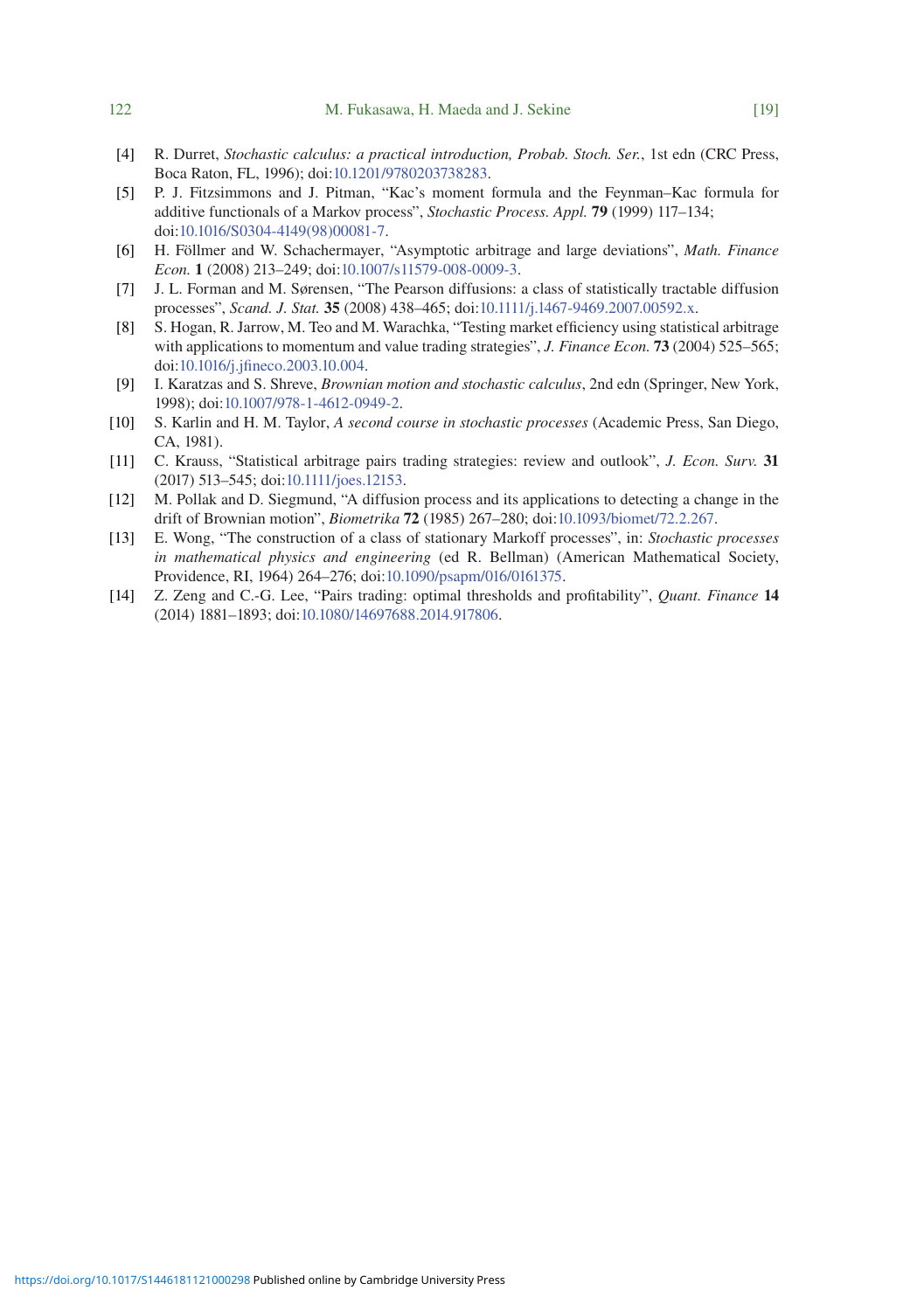[4] R. Durret, *Stochastic calculus: a practical introduction, Probab. Stoch. Ser.*, 1st edn (CRC Press, Boca Raton, FL, 1996); doi:10.1201/9780203738283.

[5] P. J. Fitzsimmons and J. Pitman, "Kac's moment formula and the Feynman–Kac formula for additive functionals of a Markov process", *Stochastic Process. Appl.* **79** (1999) 117–134; doi:10.1016/S0304-4149(98)00081-7.

[6] H. Föllmer and W. Schachermayer, "Asymptotic arbitrage and large deviations", *Math. Finance Econ.* **1** (2008) 213–249; doi:10.1007/s11579-008-0009-3.

[7] J. L. Forman and M. Sørensen, "The Pearson diffusions: a class of statistically tractable diffusion processes", *Scand. J. Stat.* **35** (2008) 438–465; doi:10.1111/j.1467-9469.2007.00592.x.

[8] S. Hogan, R. Jarrow, M. Teo and M. Warachka, "Testing market efficiency using statistical arbitrage with applications to momentum and value trading strategies", *J. Finance Econ.* **73** (2004) 525–565; doi:10.1016/j.jfineco.2003.10.004.

[9] I. Karatzas and S. Shreve, *Brownian motion and stochastic calculus*, 2nd edn (Springer, New York, 1998); doi:10.1007/978-1-4612-0949-2.

[10] S. Karlin and H. M. Taylor, *A second course in stochastic processes* (Academic Press, San Diego, CA, 1981).

[11] C. Krauss, "Statistical arbitrage pairs trading strategies: review and outlook", *J. Econ. Surv.* **31** (2017) 513–545; doi:10.1111/joes.12153.

[12] M. Pollak and D. Siegmund, "A diffusion process and its applications to detecting a change in the drift of Brownian motion", *Biometrika* **72** (1985) 267–280; doi:10.1093/biomet/72.2.267.

[13] E. Wong, "The construction of a class of stationary Markoff processes", in: *Stochastic processes in mathematical physics and engineering* (ed R. Bellman) (American Mathematical Society, Providence, RI, 1964) 264–276; doi:10.1090/psapm/016/0161375.

[14] Z. Zeng and C.-G. Lee, "Pairs trading: optimal thresholds and profitability", *Quant. Finance* **14** (2014) 1881–1893; doi:10.1080/14697688.2014.917806.